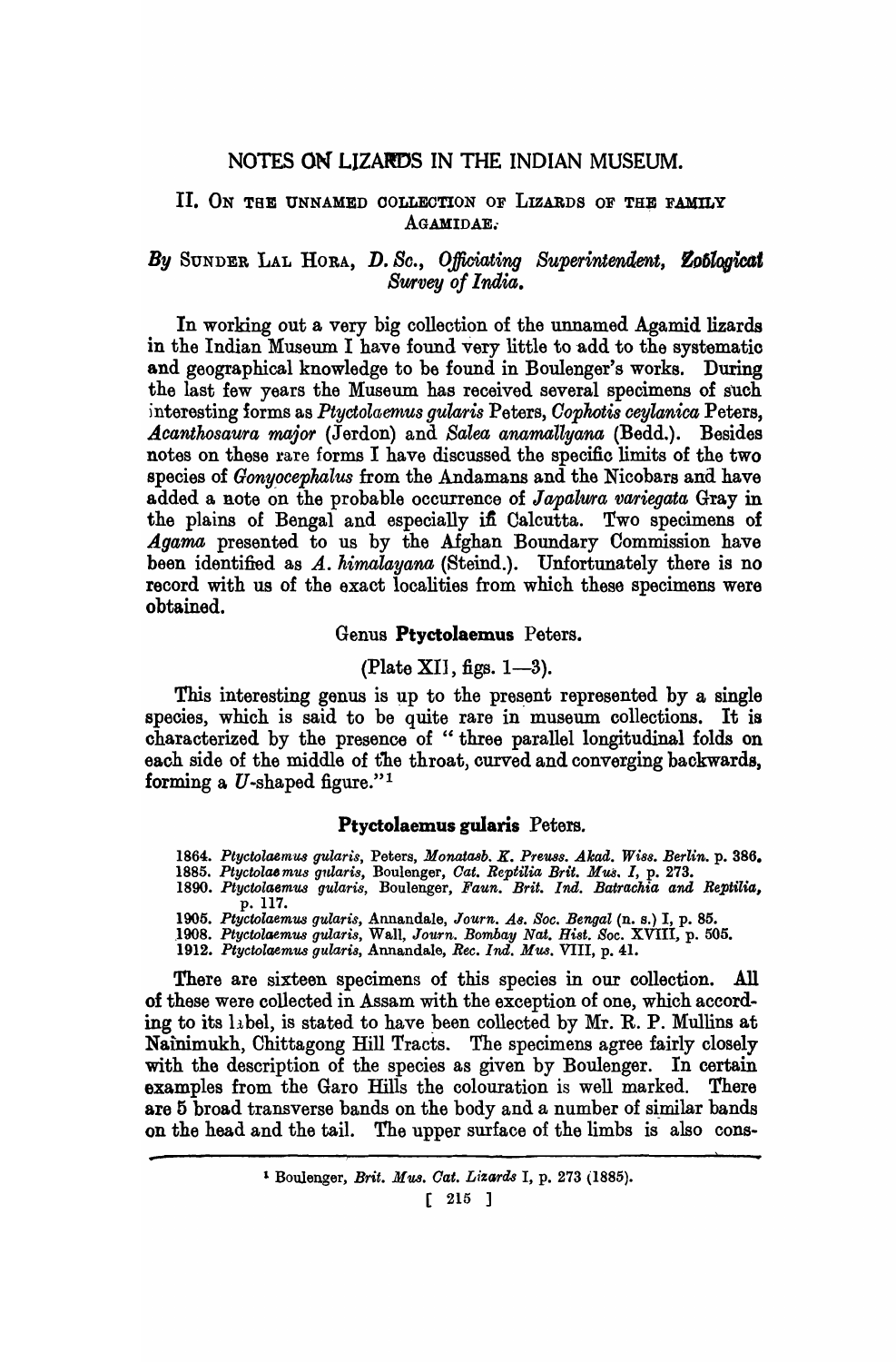# NOTES ON LIZARDS IN THE INDIAN MUSEUM.

## II. ON THE UNNAMED COLLECTION OF LIZARDS OF THE FAMILY AGAMIDAE.

*By* SUNDER LAL HORA, *D. Sc., Officiating Superintendent, Zoological Survey of India.*

In working out a very big collection of the unnamed Agamid lizards in the Indian Museum I have found very little to add to the systematic and geographical knowledge to be found in Boulenger's works. During the last few years the Museum has received several specimens of such interesting forms as *Ptyctolaemus gularis* Peters, *Cophotis ceylanica* Peters, *Acanthosaura major* (Jerdon) and *Salea anamallyana* (Bedd.). Besides notes on these rare forms I have discussed the specific limits of the two species of *Gonyocephalus* from the Andamans and the Nicobars and have added a note on the probable occurrence of *Japalura variegata* Gray in the plains of Bengal and especially in Calcutta. Two specimens of *Agama* presented to us by the Afghan Boundary Commission have been identified as *A. himalayana* (Steind.). Unfortunately there is no record with us of the exact localities from which these specimens were obtained.

### Genus **Ptyctolaemus** Peters.

(Plate XII, figs. 1—3).

This interesting genus is up to the present represented by a single species, which is said to be quite rare in museum collections. It is characterized by the presence of "three parallel longitudinal folds on each side of the middle of the throat, curved and converging backwards, forming a *U*-shaped figure."[1]

### **Ptyctolaemus gularis** Peters.

1864. *Ptyctolaemus gularis*, Peters, *Monatasb. K. Preuss. Akad. Wiss. Berlin.* p. 386.
1885. *Ptyctolaemus gularis*, Boulenger, *Cat. Reptilia Brit. Mus. I*, p. 273.
1890. *Ptyctolaemus gularis*, Boulenger, *Faun. Brit. Ind. Batrachia and Reptilia*, p. 117.
1905. *Ptyctolaemus gularis*, Annandale, *Journ. As. Soc. Bengal* (n. s.) I, p. 85.
1908. *Ptyctolaemus gularis*, Wall, *Journ. Bombay Nat. Hist. Soc.* XVIII, p. 505.
1912. *Ptyctolaemus gularis*, Annandale, *Rec. Ind. Mus.* VIII, p. 41.

There are sixteen specimens of this species in our collection. All of these were collected in Assam with the exception of one, which according to its label, is stated to have been collected by Mr. R. P. Mullins at Nainimukh, Chittagong Hill Tracts. The specimens agree fairly closely with the description of the species as given by Boulenger. In certain examples from the Garo Hills the colouration is well marked. There are 5 broad transverse bands on the body and a number of similar bands on the head and the tail. The upper surface of the limbs is also cons-

[1] Boulenger, *Brit. Mus. Cat. Lizards* I, p. 273 (1885).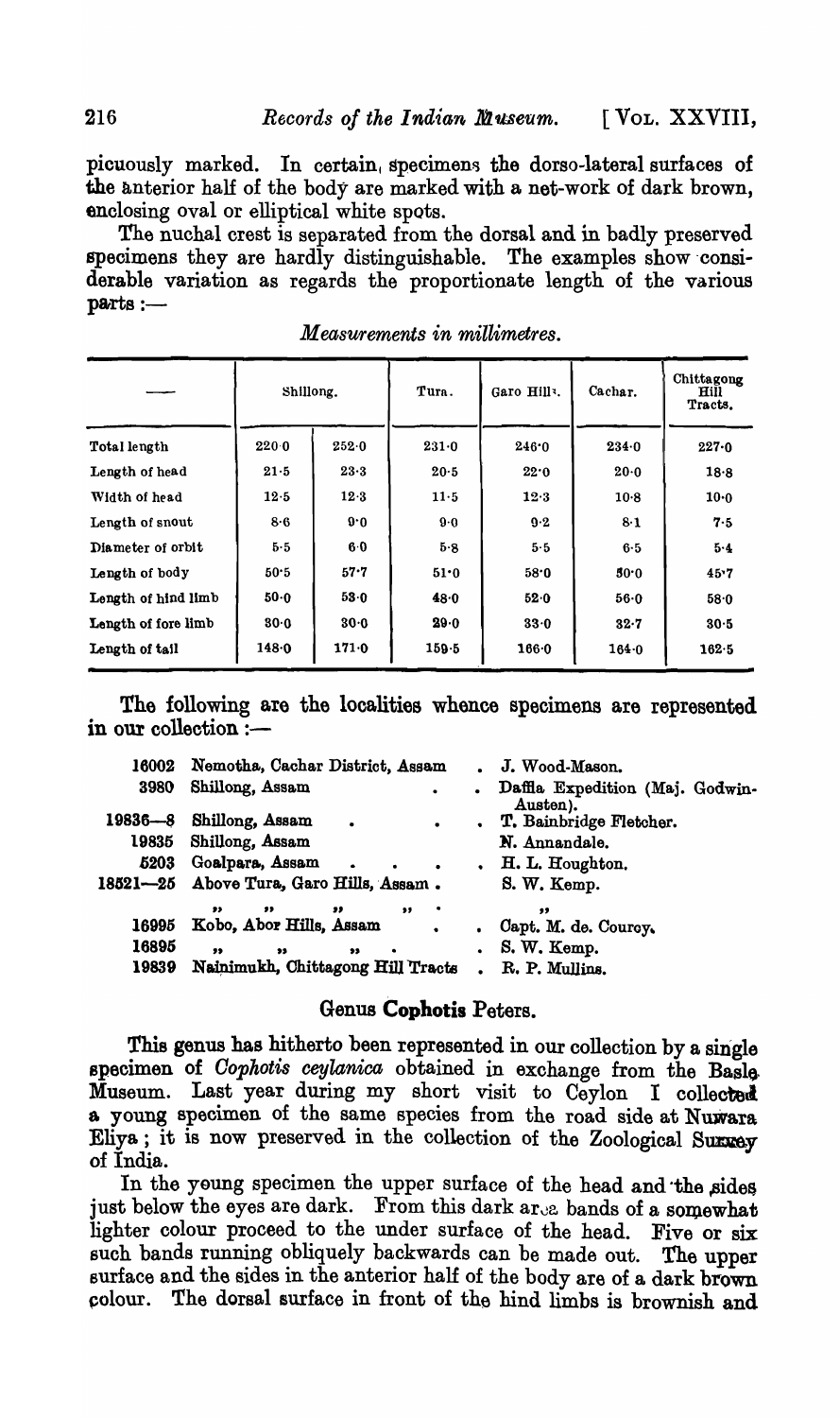picuously marked. In certain specimens the dorso-lateral surfaces of the anterior half of the body are marked with a net-work of dark brown, enclosing oval or elliptical white spots.

The nuchal crest is separated from the dorsal and in badly preserved specimens they are hardly distinguishable. The examples show considerable variation as regards the proportionate length of the various parts :—

*Measurements in millimetres.*

| —— | Shillong. | | Tura. | Garo Hills. | Cachar. | Chittagong Hill Tracts. |
|---|---|---|---|---|---|---|
| Total length | 220·0 | 252·0 | 231·0 | 246·0 | 234·0 | 227·0 |
| Length of head | 21·5 | 23·3 | 20·5 | 22·0 | 20·0 | 18·8 |
| Width of head | 12·5 | 12·3 | 11·5 | 12·3 | 10·8 | 10·0 |
| Length of snout | 8·6 | 9·0 | 9·0 | 9·2 | 8·1 | 7·5 |
| Diameter of orbit | 5·5 | 6·0 | 5·8 | 5·5 | 6·5 | 5·4 |
| Length of body | 50·5 | 57·7 | 51·0 | 58·0 | 50·0 | 45·7 |
| Length of hind limb | 50·0 | 53·0 | 48·0 | 52·0 | 56·0 | 58·0 |
| Length of fore limb | 30·0 | 30·0 | 29·0 | 33·0 | 32·7 | 30·5 |
| Length of tail | 148·0 | 171·0 | 159·5 | 166·0 | 164·0 | 162·5 |

The following are the localities whence specimens are represented in our collection :—

| | | |
|---|---|---|
| 16002 | Nemotha, Cachar District, Assam | J. Wood-Mason. |
| 3980 | Shillong, Assam | Dafla Expedition (Maj. Godwin-Austen). |
| 19836—8 | Shillong, Assam | T. Bainbridge Fletcher. |
| 19835 | Shillong, Assam | N. Annandale. |
| 5203 | Goalpara, Assam | H. L. Houghton. |
| 18521—25 | Above Tura, Garo Hills, Assam. | S. W. Kemp. |
| | " " " " | " |
| 16995 | Kobo, Abor Hills, Assam | Capt. M. de. Courcy. |
| 16895 | " " " | S. W. Kemp. |
| 19839 | Nainimukh, Chittagong Hill Tracts | R. P. Mullins. |

## Genus **Cophotis** Peters.

This genus has hitherto been represented in our collection by a single specimen of *Cophotis ceylanica* obtained in exchange from the Basle Museum. Last year during my short visit to Ceylon I collected a young specimen of the same species from the road side at Nuwara Eliya; it is now preserved in the collection of the Zoological Survey of India.

In the young specimen the upper surface of the head and the sides just below the eyes are dark. From this dark area bands of a somewhat lighter colour proceed to the under surface of the head. Five or six such bands running obliquely backwards can be made out. The upper surface and the sides in the anterior half of the body are of a dark brown colour. The dorsal surface in front of the hind limbs is brownish and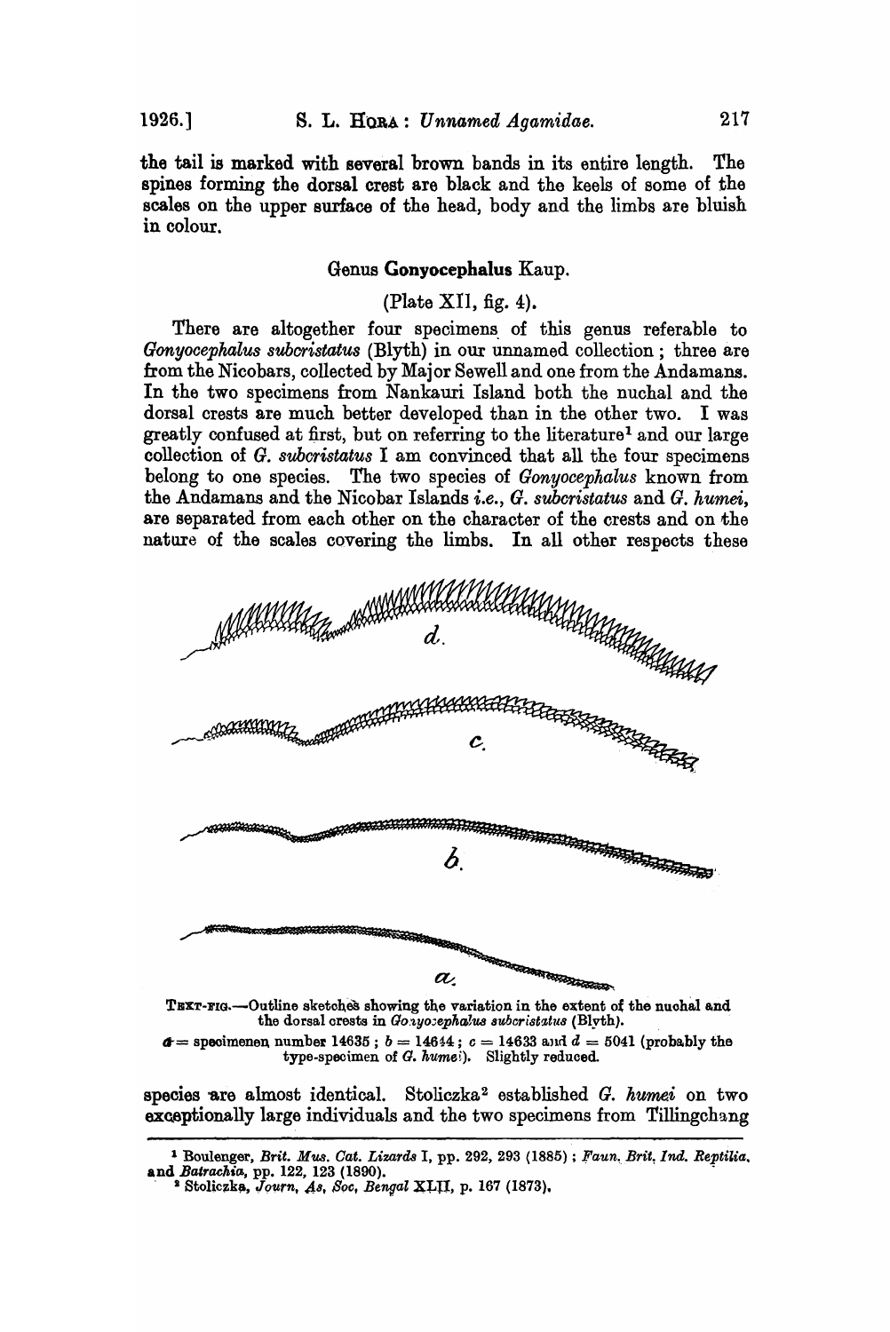the tail is marked with several brown bands in its entire length. The spines forming the dorsal crest are black and the keels of some of the scales on the upper surface of the head, body and the limbs are bluish in colour.

### Genus **Gonyocephalus** Kaup.

(Plate XII, fig. 4).

There are altogether four specimens of this genus referable to *Gonyocephalus subcristatus* (Blyth) in our unnamed collection; three are from the Nicobars, collected by Major Sewell and one from the Andamans. In the two specimens from Nankauri Island both the nuchal and the dorsal crests are much better developed than in the other two. I was greatly confused at first, but on referring to the literature[1] and our large collection of *G. subcristatus* I am convinced that all the four specimens belong to one species. The two species of *Gonyocephalus* known from the Andamans and the Nicobar Islands *i.e.*, *G. subcristatus* and *G. humei*, are separated from each other on the character of the crests and on the nature of the scales covering the limbs. In all other respects these

TEXT-FIG.—Outline sketches showing the variation in the extent of the nuchal and the dorsal crests in *Gonyocephalus subcristatus* (Blyth).

*a* = specimenen number 14635; *b* = 14644; *c* = 14633 and *d* = 5041 (probably the type-specimen of *G. humei*). Slightly reduced.

species are almost identical. Stoliczka[2] established *G. humei* on two exceptionally large individuals and the two specimens from Tillingchang

---

[1] Boulenger, *Brit. Mus. Cat. Lizards* I, pp. 292, 293 (1885); *Faun. Brit. Ind. Reptilia. and Batrachia*, pp. 122, 123 (1890).

[2] Stoliczka, *Journ. As. Soc. Bengal* XLII, p. 167 (1873).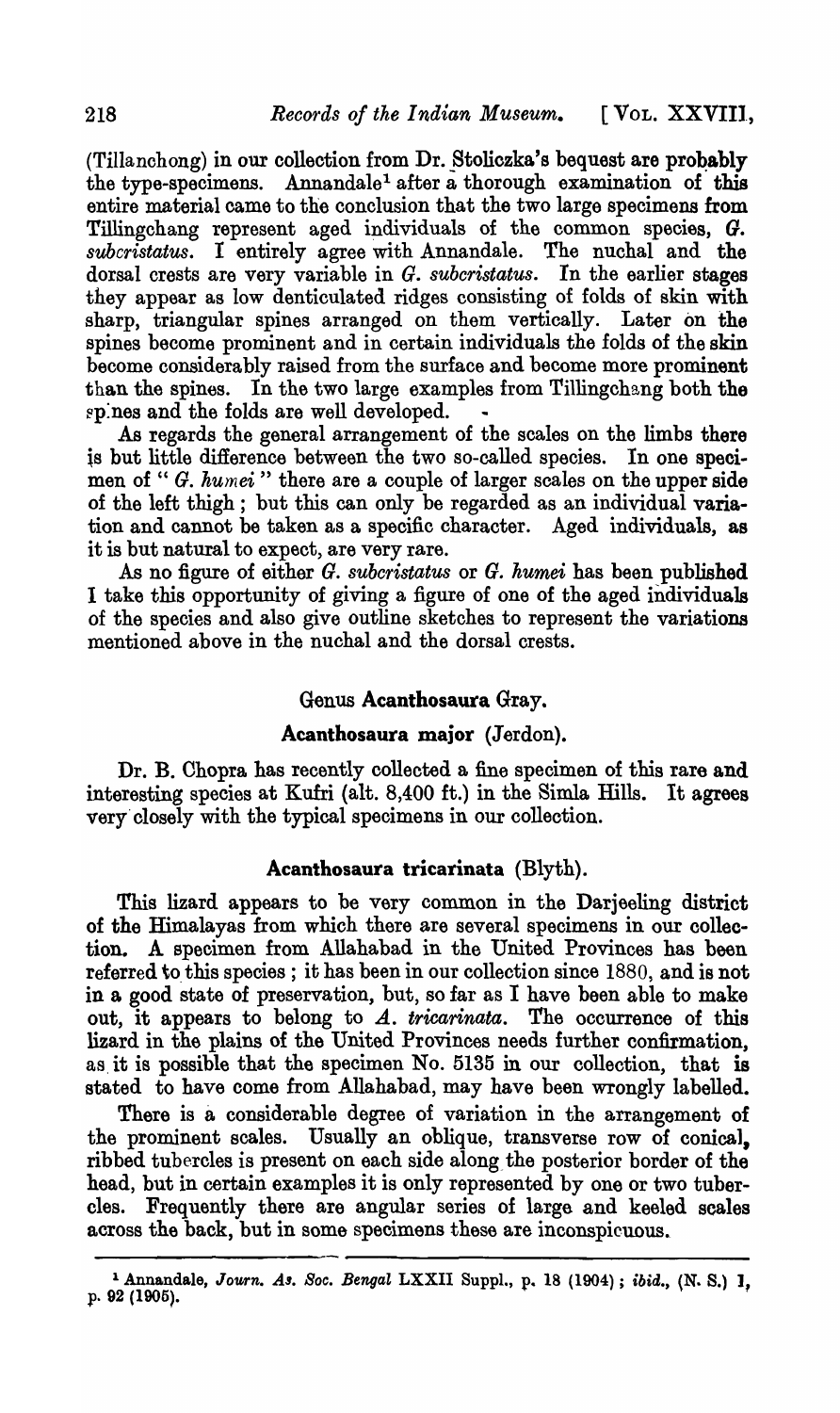(Tillanchong) in our collection from Dr. Stoliczka's bequest are probably the type-specimens. Annandale[1] after a thorough examination of this entire material came to the conclusion that the two large specimens from Tillingchang represent aged individuals of the common species, *G. subcristatus*. I entirely agree with Annandale. The nuchal and the dorsal crests are very variable in *G. subcristatus*. In the earlier stages they appear as low denticulated ridges consisting of folds of skin with sharp, triangular spines arranged on them vertically. Later on the spines become prominent and in certain individuals the folds of the skin become considerably raised from the surface and become more prominent than the spines. In the two large examples from Tillingchang both the spines and the folds are well developed.

As regards the general arrangement of the scales on the limbs there is but little difference between the two so-called species. In one specimen of "*G. humei*" there are a couple of larger scales on the upper side of the left thigh; but this can only be regarded as an individual variation and cannot be taken as a specific character. Aged individuals, as it is but natural to expect, are very rare.

As no figure of either *G. subcristatus* or *G. humei* has been published I take this opportunity of giving a figure of one of the aged individuals of the species and also give outline sketches to represent the variations mentioned above in the nuchal and the dorsal crests.

## Genus **Acanthosaura** Gray.

### **Acanthosaura major** (Jerdon).

Dr. B. Chopra has recently collected a fine specimen of this rare and interesting species at Kufri (alt. 8,400 ft.) in the Simla Hills. It agrees very closely with the typical specimens in our collection.

### **Acanthosaura tricarinata** (Blyth).

This lizard appears to be very common in the Darjeeling district of the Himalayas from which there are several specimens in our collection. A specimen from Allahabad in the United Provinces has been referred to this species; it has been in our collection since 1880, and is not in a good state of preservation, but, so far as I have been able to make out, it appears to belong to *A. tricarinata*. The occurrence of this lizard in the plains of the United Provinces needs further confirmation, as it is possible that the specimen No. 5135 in our collection, that is stated to have come from Allahabad, may have been wrongly labelled.

There is a considerable degree of variation in the arrangement of the prominent scales. Usually an oblique, transverse row of conical, ribbed tubercles is present on each side along the posterior border of the head, but in certain examples it is only represented by one or two tubercles. Frequently there are angular series of large and keeled scales across the back, but in some specimens these are inconspicuous.

---

[1] Annandale, *Journ. As. Soc. Bengal* LXXII Suppl., p. 18 (1904); *ibid.*, (N. S.) I, p. 92 (1905).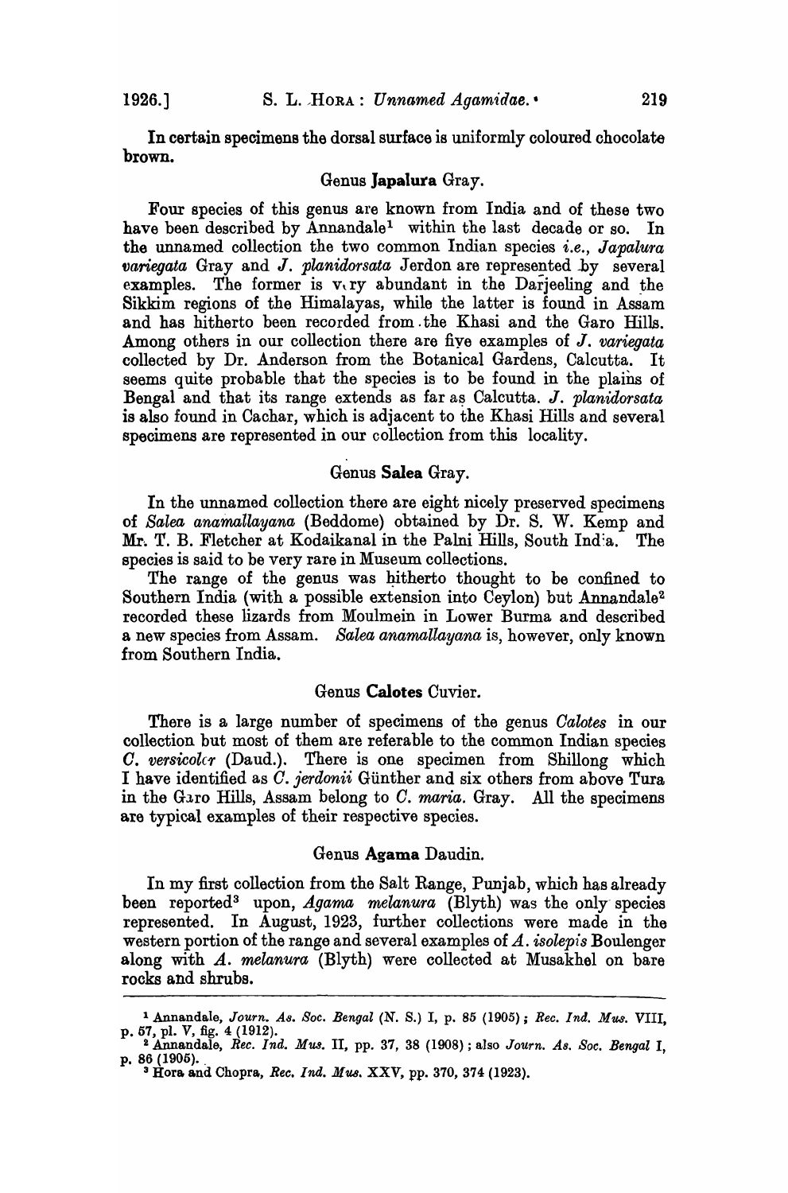In certain specimens the dorsal surface is uniformly coloured chocolate brown.

## Genus **Japalura** Gray.

Four species of this genus are known from India and of these two have been described by Annandale[1] within the last decade or so. In the unnamed collection the two common Indian species *i.e., Japalura variegata* Gray and *J. planidorsata* Jerdon are represented by several examples. The former is very abundant in the Darjeeling and the Sikkim regions of the Himalayas, while the latter is found in Assam and has hitherto been recorded from the Khasi and the Garo Hills. Among others in our collection there are five examples of *J. variegata* collected by Dr. Anderson from the Botanical Gardens, Calcutta. It seems quite probable that the species is to be found in the plains of Bengal and that its range extends as far as Calcutta. *J. planidorsata* is also found in Cachar, which is adjacent to the Khasi Hills and several specimens are represented in our collection from this locality.

## Genus **Salea** Gray.

In the unnamed collection there are eight nicely preserved specimens of *Salea anamallayana* (Beddome) obtained by Dr. S. W. Kemp and Mr. T. B. Fletcher at Kodaikanal in the Palni Hills, South India. The species is said to be very rare in Museum collections.

The range of the genus was hitherto thought to be confined to Southern India (with a possible extension into Ceylon) but Annandale[2] recorded these lizards from Moulmein in Lower Burma and described a new species from Assam. *Salea anamallayana* is, however, only known from Southern India.

## Genus **Calotes** Cuvier.

There is a large number of specimens of the genus *Calotes* in our collection but most of them are referable to the common Indian species *C. versicolor* (Daud.). There is one specimen from Shillong which I have identified as *C. jerdonii* Günther and six others from above Tura in the Garo Hills, Assam belong to *C. maria.* Gray. All the specimens are typical examples of their respective species.

## Genus **Agama** Daudin.

In my first collection from the Salt Range, Punjab, which has already been reported[3] upon, *Agama melanura* (Blyth) was the only species represented. In August, 1923, further collections were made in the western portion of the range and several examples of *A. isolepis* Boulenger along with *A. melanura* (Blyth) were collected at Musakhel on bare rocks and shrubs.

---

[1] Annandale, *Journ. As. Soc. Bengal* (N. S.) I, p. 85 (1905); *Rec. Ind. Mus.* VIII, p. 57, pl. V, fig. 4 (1912).

[2] Annandale, *Rec. Ind. Mus.* II, pp. 37, 38 (1908); also *Journ. As. Soc. Bengal* I, p. 86 (1905).

[3] Hora and Chopra, *Rec. Ind. Mus.* XXV, pp. 370, 374 (1923).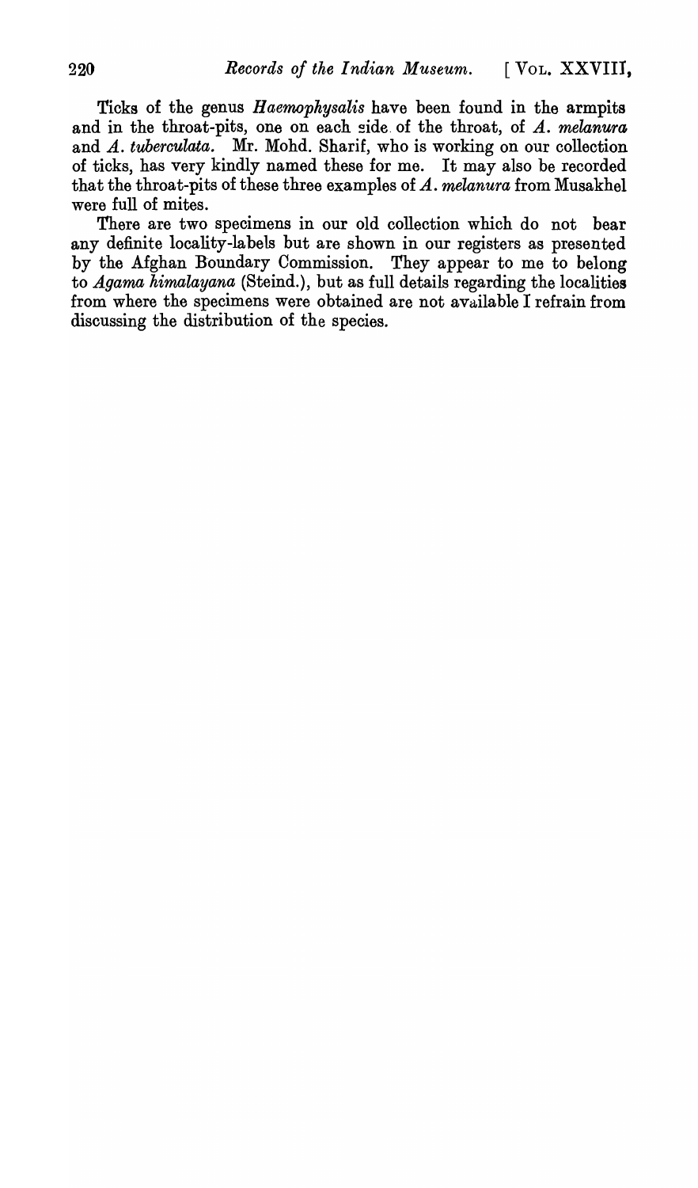Ticks of the genus *Haemophysalis* have been found in the armpits and in the throat-pits, one on each side of the throat, of *A. melanura* and *A. tuberculata*. Mr. Mohd. Sharif, who is working on our collection of ticks, has very kindly named these for me. It may also be recorded that the throat-pits of these three examples of *A. melanura* from Musakhel were full of mites.

There are two specimens in our old collection which do not bear any definite locality-labels but are shown in our registers as presented by the Afghan Boundary Commission. They appear to me to belong to *Agama himalayana* (Steind.), but as full details regarding the localities from where the specimens were obtained are not available I refrain from discussing the distribution of the species.